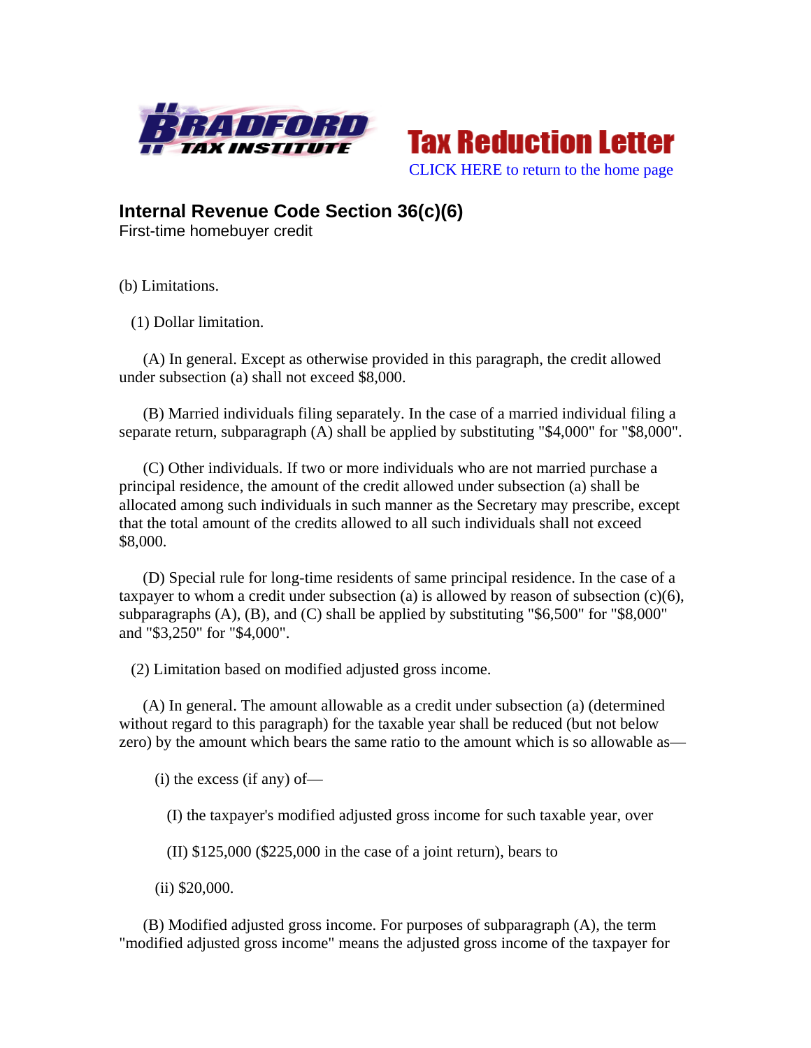Bradford Tax Institute

Tax Reduction Letter

CLICK HERE to return to the home page

## Internal Revenue Code Section 36(c)(6)

First-time homebuyer credit

(b) Limitations.

(1) Dollar limitation.

(A) In general. Except as otherwise provided in this paragraph, the credit allowed under subsection (a) shall not exceed $8,000.

(B) Married individuals filing separately. In the case of a married individual filing a separate return, subparagraph (A) shall be applied by substituting "$4,000" for "$8,000".

(C) Other individuals. If two or more individuals who are not married purchase a principal residence, the amount of the credit allowed under subsection (a) shall be allocated among such individuals in such manner as the Secretary may prescribe, except that the total amount of the credits allowed to all such individuals shall not exceed $8,000.

(D) Special rule for long-time residents of same principal residence. In the case of a taxpayer to whom a credit under subsection (a) is allowed by reason of subsection (c)(6), subparagraphs (A), (B), and (C) shall be applied by substituting "$6,500" for "$8,000" and "$3,250" for "$4,000".

(2) Limitation based on modified adjusted gross income.

(A) In general. The amount allowable as a credit under subsection (a) (determined without regard to this paragraph) for the taxable year shall be reduced (but not below zero) by the amount which bears the same ratio to the amount which is so allowable as—

(i) the excess (if any) of—

(I) the taxpayer's modified adjusted gross income for such taxable year, over

(II) $125,000 ($225,000 in the case of a joint return), bears to

(ii) $20,000.

(B) Modified adjusted gross income. For purposes of subparagraph (A), the term "modified adjusted gross income" means the adjusted gross income of the taxpayer for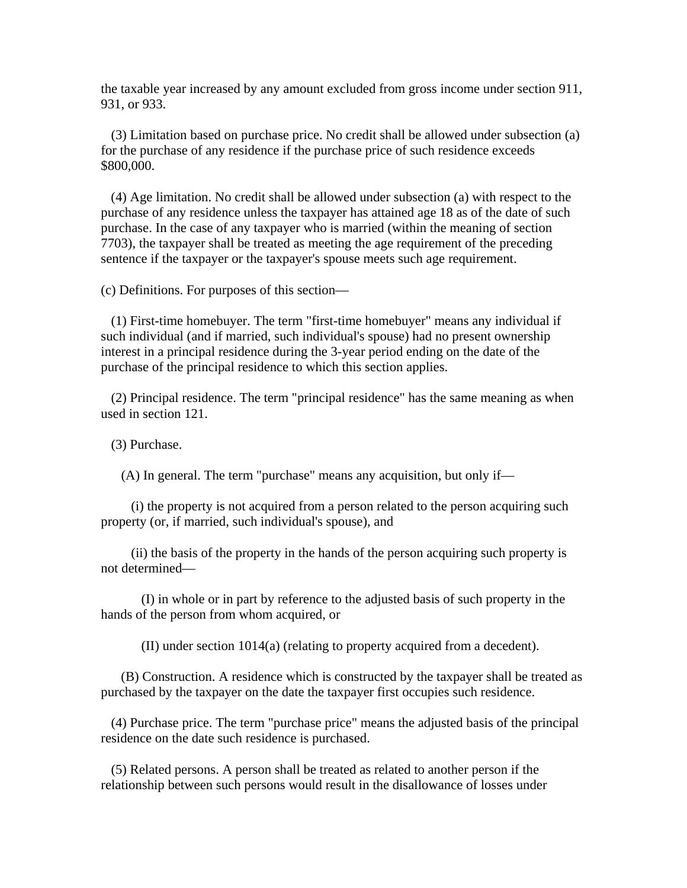the taxable year increased by any amount excluded from gross income under section 911, 931, or 933.

(3) Limitation based on purchase price. No credit shall be allowed under subsection (a) for the purchase of any residence if the purchase price of such residence exceeds $800,000.

(4) Age limitation. No credit shall be allowed under subsection (a) with respect to the purchase of any residence unless the taxpayer has attained age 18 as of the date of such purchase. In the case of any taxpayer who is married (within the meaning of section 7703), the taxpayer shall be treated as meeting the age requirement of the preceding sentence if the taxpayer or the taxpayer's spouse meets such age requirement.

(c) Definitions. For purposes of this section—

(1) First-time homebuyer. The term "first-time homebuyer" means any individual if such individual (and if married, such individual's spouse) had no present ownership interest in a principal residence during the 3-year period ending on the date of the purchase of the principal residence to which this section applies.

(2) Principal residence. The term "principal residence" has the same meaning as when used in section 121.

(3) Purchase.

(A) In general. The term "purchase" means any acquisition, but only if—

(i) the property is not acquired from a person related to the person acquiring such property (or, if married, such individual's spouse), and

(ii) the basis of the property in the hands of the person acquiring such property is not determined—

(I) in whole or in part by reference to the adjusted basis of such property in the hands of the person from whom acquired, or

(II) under section 1014(a) (relating to property acquired from a decedent).

(B) Construction. A residence which is constructed by the taxpayer shall be treated as purchased by the taxpayer on the date the taxpayer first occupies such residence.

(4) Purchase price. The term "purchase price" means the adjusted basis of the principal residence on the date such residence is purchased.

(5) Related persons. A person shall be treated as related to another person if the relationship between such persons would result in the disallowance of losses under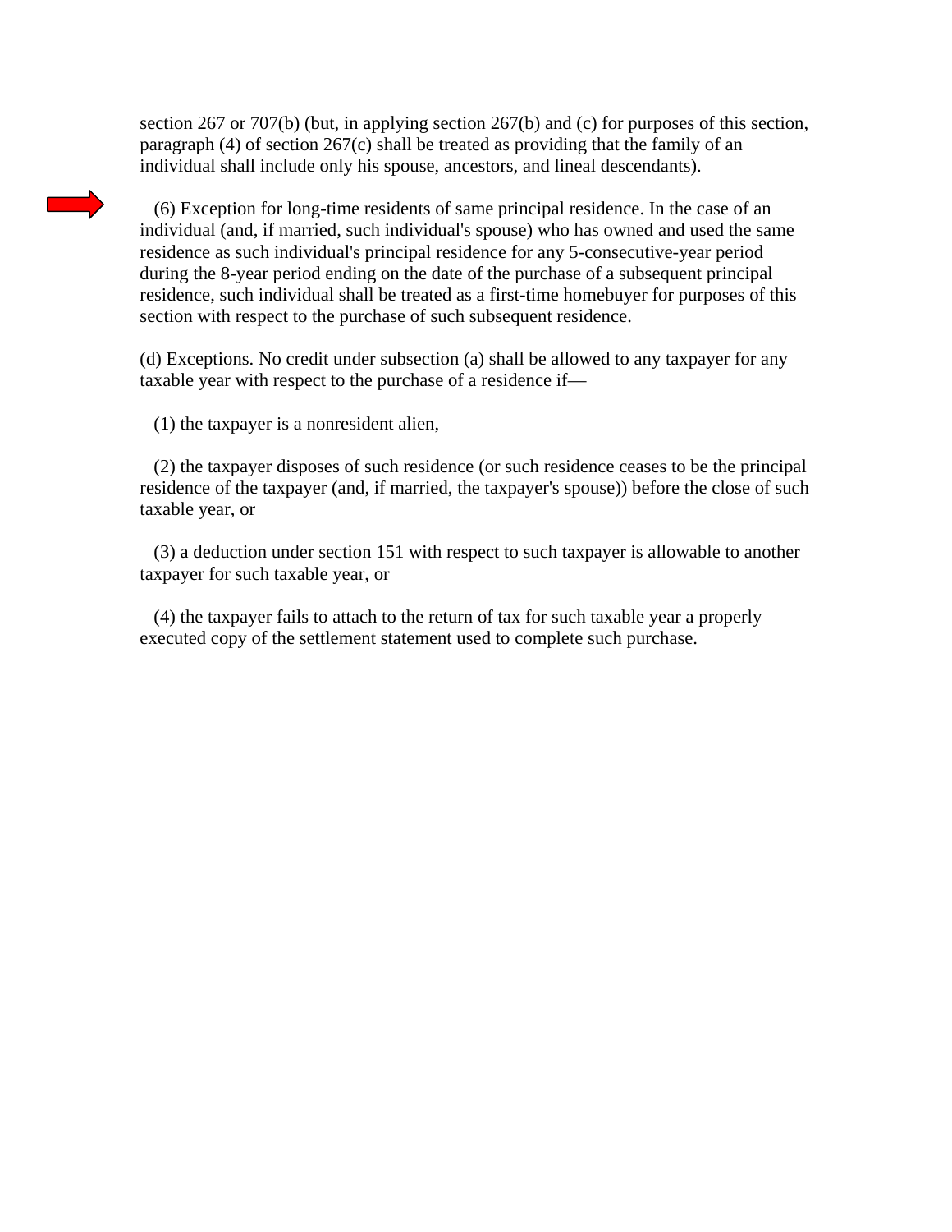section 267 or 707(b) (but, in applying section 267(b) and (c) for purposes of this section, paragraph (4) of section 267(c) shall be treated as providing that the family of an individual shall include only his spouse, ancestors, and lineal descendants).

(6) Exception for long-time residents of same principal residence. In the case of an individual (and, if married, such individual's spouse) who has owned and used the same residence as such individual's principal residence for any 5-consecutive-year period during the 8-year period ending on the date of the purchase of a subsequent principal residence, such individual shall be treated as a first-time homebuyer for purposes of this section with respect to the purchase of such subsequent residence.

(d) Exceptions. No credit under subsection (a) shall be allowed to any taxpayer for any taxable year with respect to the purchase of a residence if—

(1) the taxpayer is a nonresident alien,

(2) the taxpayer disposes of such residence (or such residence ceases to be the principal residence of the taxpayer (and, if married, the taxpayer's spouse)) before the close of such taxable year, or

(3) a deduction under section 151 with respect to such taxpayer is allowable to another taxpayer for such taxable year, or

(4) the taxpayer fails to attach to the return of tax for such taxable year a properly executed copy of the settlement statement used to complete such purchase.